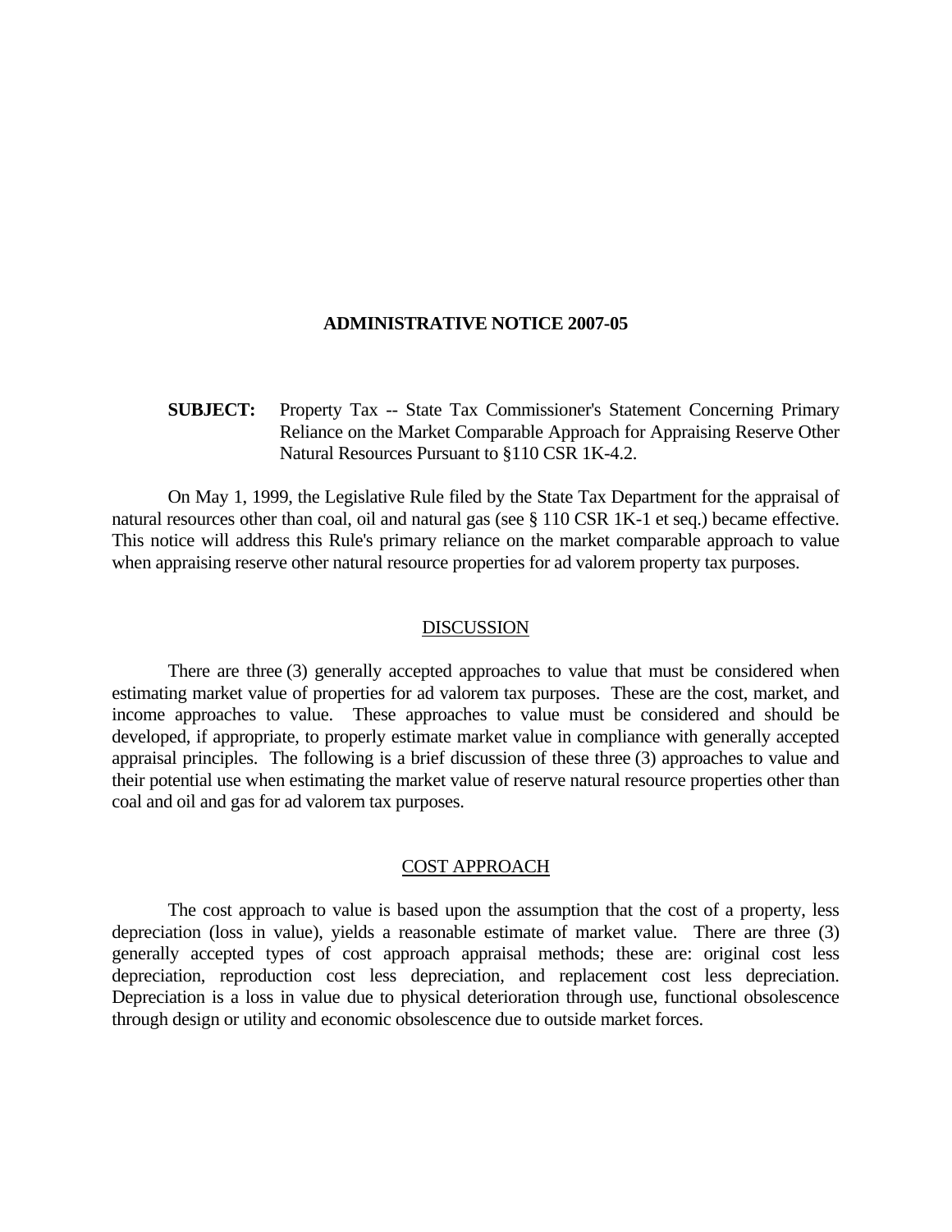# ADMINISTRATIVE NOTICE 2007-05

**SUBJECT:** Property Tax -- State Tax Commissioner's Statement Concerning Primary Reliance on the Market Comparable Approach for Appraising Reserve Other Natural Resources Pursuant to §110 CSR 1K-4.2.

On May 1, 1999, the Legislative Rule filed by the State Tax Department for the appraisal of natural resources other than coal, oil and natural gas (see § 110 CSR 1K-1 et seq.) became effective. This notice will address this Rule's primary reliance on the market comparable approach to value when appraising reserve other natural resource properties for ad valorem property tax purposes.

## DISCUSSION

There are three (3) generally accepted approaches to value that must be considered when estimating market value of properties for ad valorem tax purposes. These are the cost, market, and income approaches to value. These approaches to value must be considered and should be developed, if appropriate, to properly estimate market value in compliance with generally accepted appraisal principles. The following is a brief discussion of these three (3) approaches to value and their potential use when estimating the market value of reserve natural resource properties other than coal and oil and gas for ad valorem tax purposes.

## COST APPROACH

The cost approach to value is based upon the assumption that the cost of a property, less depreciation (loss in value), yields a reasonable estimate of market value. There are three (3) generally accepted types of cost approach appraisal methods; these are: original cost less depreciation, reproduction cost less depreciation, and replacement cost less depreciation. Depreciation is a loss in value due to physical deterioration through use, functional obsolescence through design or utility and economic obsolescence due to outside market forces.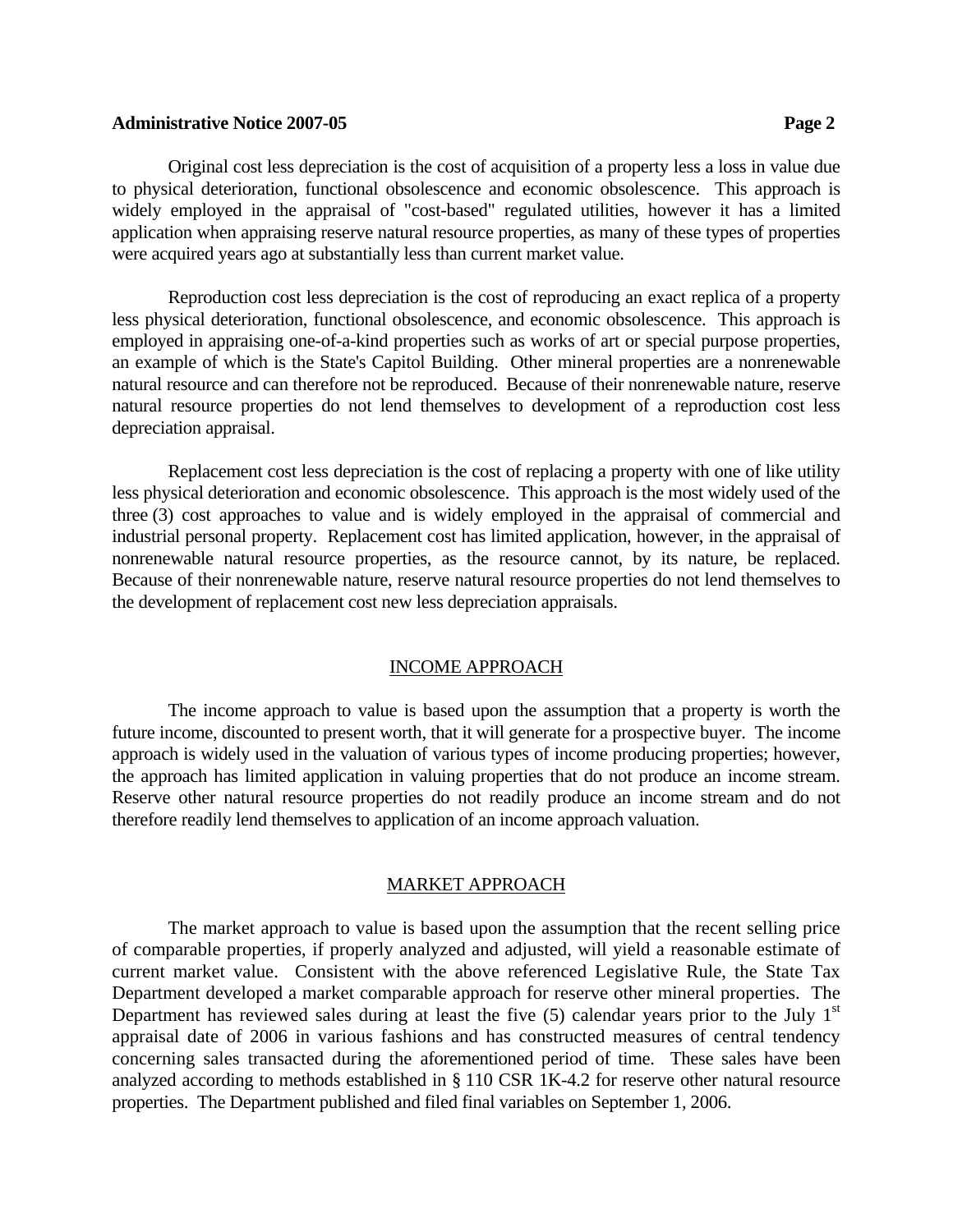Original cost less depreciation is the cost of acquisition of a property less a loss in value due to physical deterioration, functional obsolescence and economic obsolescence. This approach is widely employed in the appraisal of "cost-based" regulated utilities, however it has a limited application when appraising reserve natural resource properties, as many of these types of properties were acquired years ago at substantially less than current market value.

Reproduction cost less depreciation is the cost of reproducing an exact replica of a property less physical deterioration, functional obsolescence, and economic obsolescence. This approach is employed in appraising one-of-a-kind properties such as works of art or special purpose properties, an example of which is the State's Capitol Building. Other mineral properties are a nonrenewable natural resource and can therefore not be reproduced. Because of their nonrenewable nature, reserve natural resource properties do not lend themselves to development of a reproduction cost less depreciation appraisal.

Replacement cost less depreciation is the cost of replacing a property with one of like utility less physical deterioration and economic obsolescence. This approach is the most widely used of the three (3) cost approaches to value and is widely employed in the appraisal of commercial and industrial personal property. Replacement cost has limited application, however, in the appraisal of nonrenewable natural resource properties, as the resource cannot, by its nature, be replaced. Because of their nonrenewable nature, reserve natural resource properties do not lend themselves to the development of replacement cost new less depreciation appraisals.

## INCOME APPROACH

The income approach to value is based upon the assumption that a property is worth the future income, discounted to present worth, that it will generate for a prospective buyer. The income approach is widely used in the valuation of various types of income producing properties; however, the approach has limited application in valuing properties that do not produce an income stream. Reserve other natural resource properties do not readily produce an income stream and do not therefore readily lend themselves to application of an income approach valuation.

## MARKET APPROACH

The market approach to value is based upon the assumption that the recent selling price of comparable properties, if properly analyzed and adjusted, will yield a reasonable estimate of current market value. Consistent with the above referenced Legislative Rule, the State Tax Department developed a market comparable approach for reserve other mineral properties. The Department has reviewed sales during at least the five (5) calendar years prior to the July 1st appraisal date of 2006 in various fashions and has constructed measures of central tendency concerning sales transacted during the aforementioned period of time. These sales have been analyzed according to methods established in § 110 CSR 1K-4.2 for reserve other natural resource properties. The Department published and filed final variables on September 1, 2006.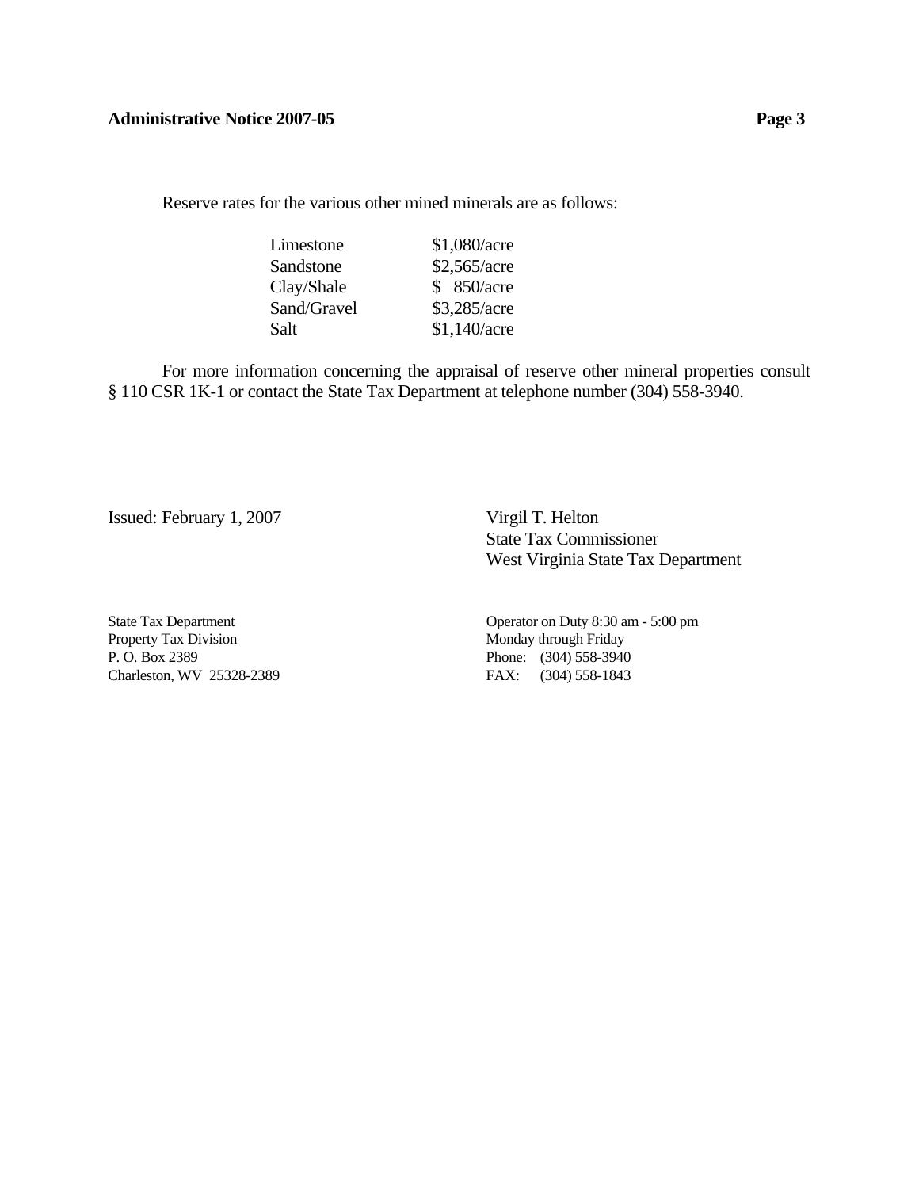Reserve rates for the various other mined minerals are as follows:

| | |
|---|---|
| Limestone | $1,080/acre |
| Sandstone | $2,565/acre |
| Clay/Shale | $ 850/acre |
| Sand/Gravel | $3,285/acre |
| Salt | $1,140/acre |

For more information concerning the appraisal of reserve other mineral properties consult § 110 CSR 1K-1 or contact the State Tax Department at telephone number (304) 558-3940.

Issued: February 1, 2007

Virgil T. Helton
State Tax Commissioner
West Virginia State Tax Department

State Tax Department
Property Tax Division
P. O. Box 2389
Charleston, WV 25328-2389

Operator on Duty 8:30 am - 5:00 pm
Monday through Friday
Phone: (304) 558-3940
FAX: (304) 558-1843